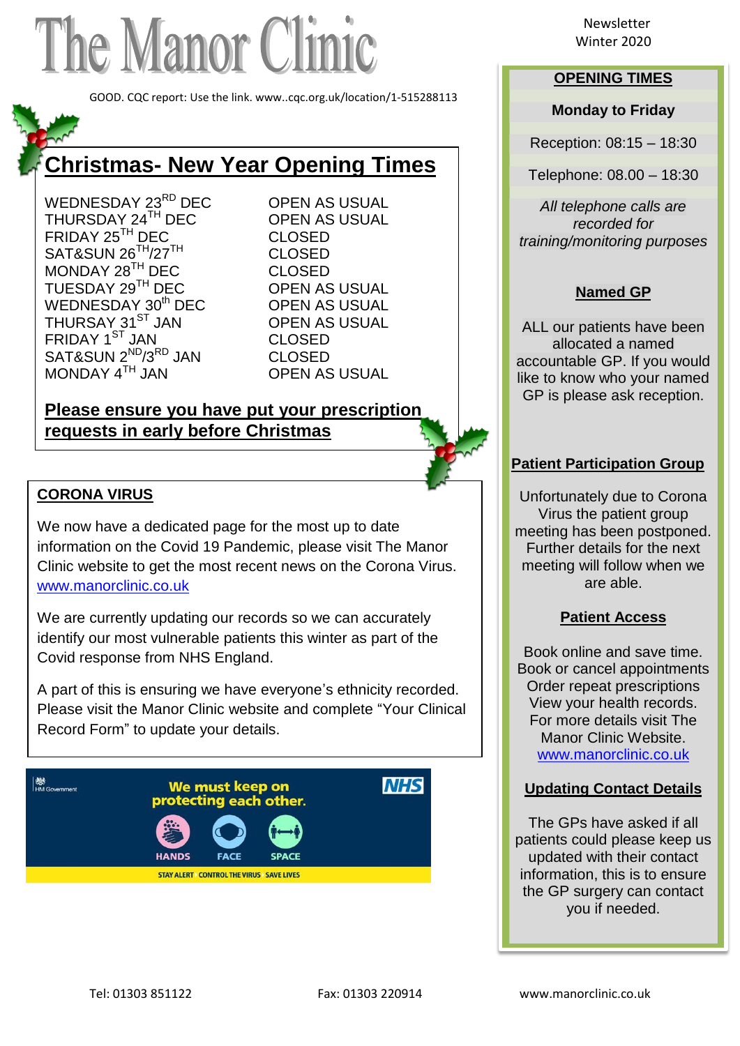# The Manor Clinic

Newsletter
Winter 2020

GOOD. CQC report: Use the link. www..cqc.org.uk/location/1-515288113

## Christmas- New Year Opening Times

| | |
|---|---|
| WEDNESDAY 23RD DEC | OPEN AS USUAL |
| THURSDAY 24TH DEC | OPEN AS USUAL |
| FRIDAY 25TH DEC | CLOSED |
| SAT&SUN 26TH/27TH | CLOSED |
| MONDAY 28TH DEC | CLOSED |
| TUESDAY 29TH DEC | OPEN AS USUAL |
| WEDNESDAY 30th DEC | OPEN AS USUAL |
| THURSAY 31ST JAN | OPEN AS USUAL |
| FRIDAY 1ST JAN | CLOSED |
| SAT&SUN 2ND/3RD JAN | CLOSED |
| MONDAY 4TH JAN | OPEN AS USUAL |

**Please ensure you have put your prescription requests in early before Christmas**

### CORONA VIRUS

We now have a dedicated page for the most up to date information on the Covid 19 Pandemic, please visit The Manor Clinic website to get the most recent news on the Corona Virus. www.manorclinic.co.uk

We are currently updating our records so we can accurately identify our most vulnerable patients this winter as part of the Covid response from NHS England.

A part of this is ensuring we have everyone's ethnicity recorded. Please visit the Manor Clinic website and complete "Your Clinical Record Form" to update your details.

HM Government — We must keep on protecting each other. — NHS

HANDS FACE SPACE

STAY ALERT CONTROL THE VIRUS SAVE LIVES

### OPENING TIMES

**Monday to Friday**

Reception: 08:15 – 18:30

Telephone: 08.00 – 18:30

*All telephone calls are recorded for training/monitoring purposes*

### Named GP

ALL our patients have been allocated a named accountable GP. If you would like to know who your named GP is please ask reception.

### Patient Participation Group

Unfortunately due to Corona Virus the patient group meeting has been postponed. Further details for the next meeting will follow when we are able.

### Patient Access

Book online and save time.
Book or cancel appointments
Order repeat prescriptions
View your health records.
For more details visit The Manor Clinic Website.
www.manorclinic.co.uk

### Updating Contact Details

The GPs have asked if all patients could please keep us updated with their contact information, this is to ensure the GP surgery can contact you if needed.

Tel: 01303 851122 Fax: 01303 220914 www.manorclinic.co.uk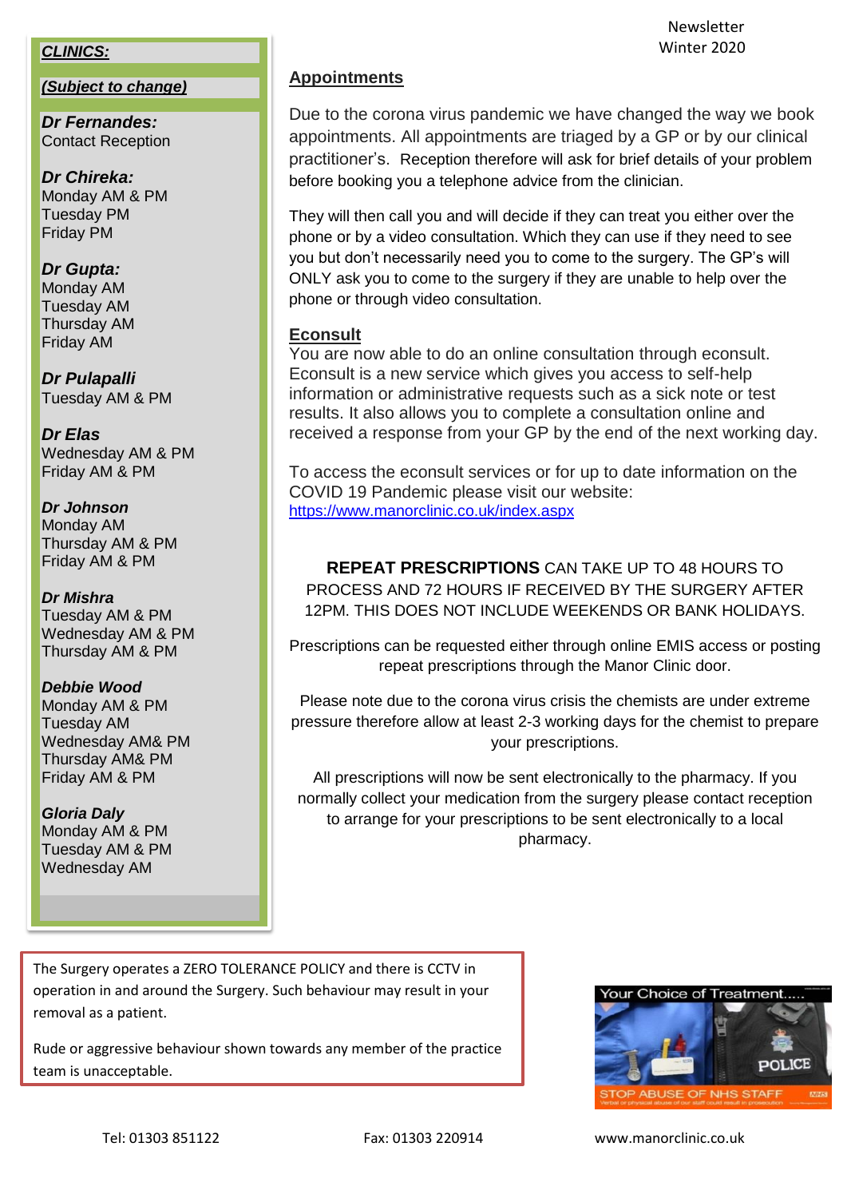Newsletter
Winter 2020

***CLINICS:***

***(Subject to change)***

***Dr Fernandes:***
Contact Reception

***Dr Chireka:***
Monday AM & PM
Tuesday PM
Friday PM

***Dr Gupta:***
Monday AM
Tuesday AM
Thursday AM
Friday AM

***Dr Pulapalli***
Tuesday AM & PM

***Dr Elas***
Wednesday AM & PM
Friday AM & PM

***Dr Johnson***
Monday AM
Thursday AM & PM
Friday AM & PM

***Dr Mishra***
Tuesday AM & PM
Wednesday AM & PM
Thursday AM & PM

***Debbie Wood***
Monday AM & PM
Tuesday AM
Wednesday AM& PM
Thursday AM& PM
Friday AM & PM

***Gloria Daly***
Monday AM & PM
Tuesday AM & PM
Wednesday AM

## Appointments

Due to the corona virus pandemic we have changed the way we book appointments. All appointments are triaged by a GP or by our clinical practitioner's. Reception therefore will ask for brief details of your problem before booking you a telephone advice from the clinician.

They will then call you and will decide if they can treat you either over the phone or by a video consultation. Which they can use if they need to see you but don't necessarily need you to come to the surgery. The GP's will ONLY ask you to come to the surgery if they are unable to help over the phone or through video consultation.

## Econsult

You are now able to do an online consultation through econsult. Econsult is a new service which gives you access to self-help information or administrative requests such as a sick note or test results. It also allows you to complete a consultation online and received a response from your GP by the end of the next working day.

To access the econsult services or for up to date information on the COVID 19 Pandemic please visit our website:
https://www.manorclinic.co.uk/index.aspx

**REPEAT PRESCRIPTIONS** CAN TAKE UP TO 48 HOURS TO PROCESS AND 72 HOURS IF RECEIVED BY THE SURGERY AFTER 12PM. THIS DOES NOT INCLUDE WEEKENDS OR BANK HOLIDAYS.

Prescriptions can be requested either through online EMIS access or posting repeat prescriptions through the Manor Clinic door.

Please note due to the corona virus crisis the chemists are under extreme pressure therefore allow at least 2-3 working days for the chemist to prepare your prescriptions.

All prescriptions will now be sent electronically to the pharmacy. If you normally collect your medication from the surgery please contact reception to arrange for your prescriptions to be sent electronically to a local pharmacy.

The Surgery operates a ZERO TOLERANCE POLICY and there is CCTV in operation in and around the Surgery. Such behaviour may result in your removal as a patient.

Rude or aggressive behaviour shown towards any member of the practice team is unacceptable.

Your Choice of Treatment.....
POLICE
STOP ABUSE OF NHS STAFF

Tel: 01303 851122 Fax: 01303 220914 www.manorclinic.co.uk